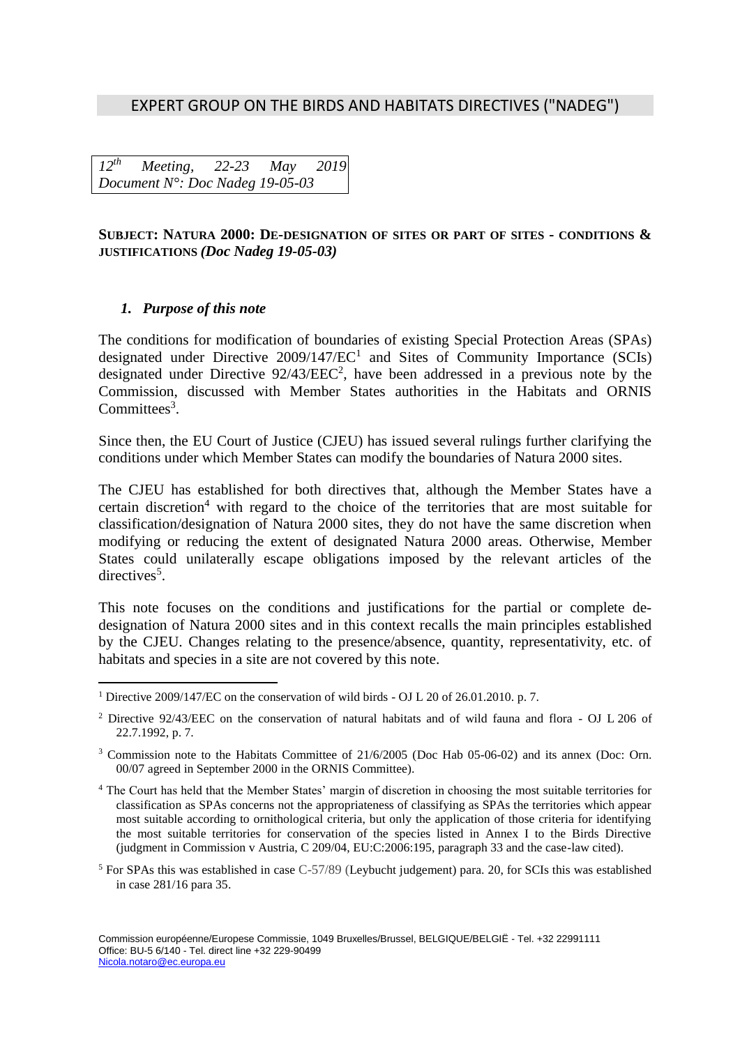## EXPERT GROUP ON THE BIRDS AND HABITATS DIRECTIVES ("NADEG")

*12th Meeting, 22-23 May 2019*
*Document N°: Doc Nadeg 19-05-03*

**SUBJECT: NATURA 2000: DE-DESIGNATION OF SITES OR PART OF SITES - CONDITIONS & JUSTIFICATIONS *(Doc Nadeg 19-05-03)***

### *1. Purpose of this note*

The conditions for modification of boundaries of existing Special Protection Areas (SPAs) designated under Directive 2009/147/EC[1] and Sites of Community Importance (SCIs) designated under Directive 92/43/EEC[2], have been addressed in a previous note by the Commission, discussed with Member States authorities in the Habitats and ORNIS Committees[3].

Since then, the EU Court of Justice (CJEU) has issued several rulings further clarifying the conditions under which Member States can modify the boundaries of Natura 2000 sites.

The CJEU has established for both directives that, although the Member States have a certain discretion[4] with regard to the choice of the territories that are most suitable for classification/designation of Natura 2000 sites, they do not have the same discretion when modifying or reducing the extent of designated Natura 2000 areas. Otherwise, Member States could unilaterally escape obligations imposed by the relevant articles of the directives[5].

This note focuses on the conditions and justifications for the partial or complete de-designation of Natura 2000 sites and in this context recalls the main principles established by the CJEU. Changes relating to the presence/absence, quantity, representativity, etc. of habitats and species in a site are not covered by this note.

---

[1] Directive 2009/147/EC on the conservation of wild birds - OJ L 20 of 26.01.2010. p. 7.

[2] Directive 92/43/EEC on the conservation of natural habitats and of wild fauna and flora - OJ L 206 of 22.7.1992, p. 7.

[3] Commission note to the Habitats Committee of 21/6/2005 (Doc Hab 05-06-02) and its annex (Doc: Orn. 00/07 agreed in September 2000 in the ORNIS Committee).

[4] The Court has held that the Member States' margin of discretion in choosing the most suitable territories for classification as SPAs concerns not the appropriateness of classifying as SPAs the territories which appear most suitable according to ornithological criteria, but only the application of those criteria for identifying the most suitable territories for conservation of the species listed in Annex I to the Birds Directive (judgment in Commission v Austria, C 209/04, EU:C:2006:195, paragraph 33 and the case-law cited).

[5] For SPAs this was established in case C-57/89 (Leybucht judgement) para. 20, for SCIs this was established in case 281/16 para 35.

Commission européenne/Europese Commissie, 1049 Bruxelles/Brussel, BELGIQUE/BELGIË - Tel. +32 22991111
Office: BU-5 6/140 - Tel. direct line +32 229-90499
Nicola.notaro@ec.europa.eu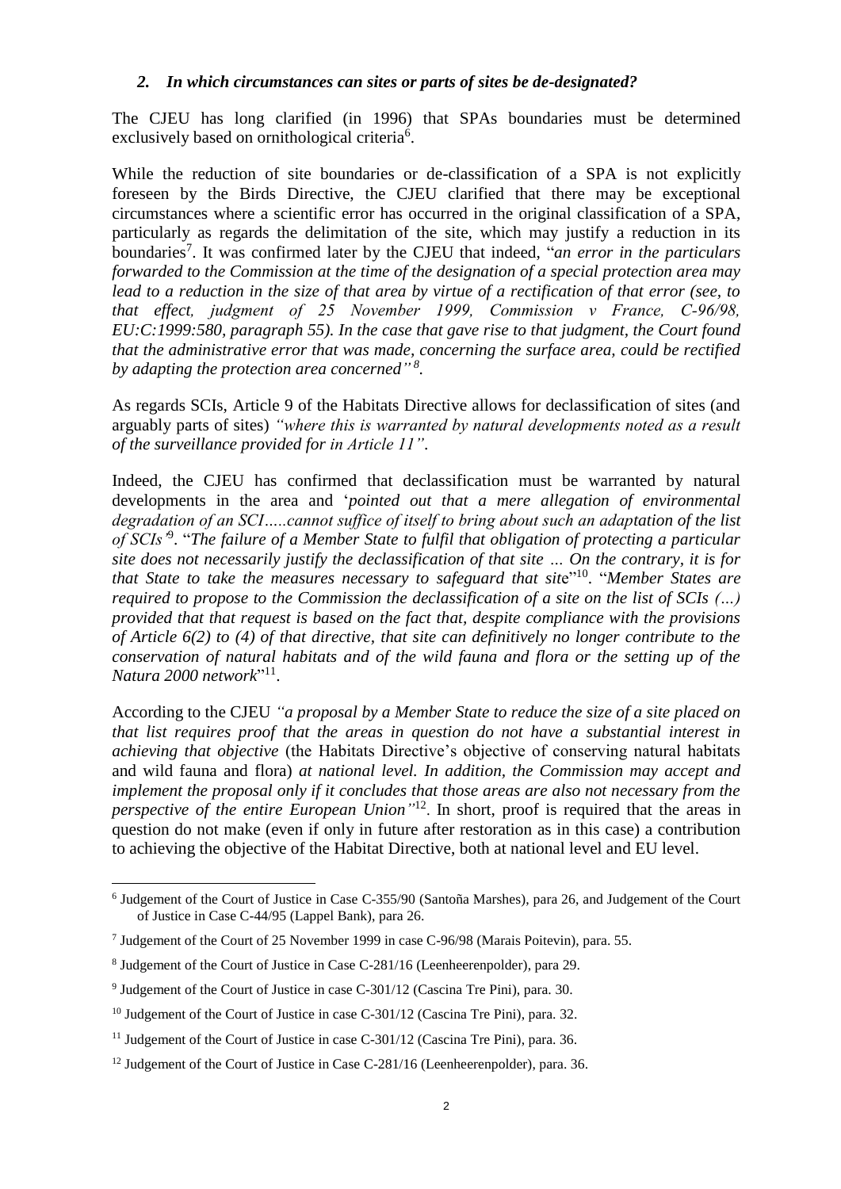## *2. In which circumstances can sites or parts of sites be de-designated?*

The CJEU has long clarified (in 1996) that SPAs boundaries must be determined exclusively based on ornithological criteria[6].

While the reduction of site boundaries or de-classification of a SPA is not explicitly foreseen by the Birds Directive, the CJEU clarified that there may be exceptional circumstances where a scientific error has occurred in the original classification of a SPA, particularly as regards the delimitation of the site, which may justify a reduction in its boundaries[7]. It was confirmed later by the CJEU that indeed, "*an error in the particulars forwarded to the Commission at the time of the designation of a special protection area may lead to a reduction in the size of that area by virtue of a rectification of that error (see, to that effect, judgment of 25 November 1999, Commission v France, C-96/98, EU:C:1999:580, paragraph 55). In the case that gave rise to that judgment, the Court found that the administrative error that was made, concerning the surface area, could be rectified by adapting the protection area concerned"*[8].

As regards SCIs, Article 9 of the Habitats Directive allows for declassification of sites (and arguably parts of sites) *"where this is warranted by natural developments noted as a result of the surveillance provided for in Article 11"*.

Indeed, the CJEU has confirmed that declassification must be warranted by natural developments in the area and '*pointed out that a mere allegation of environmental degradation of an SCI…..cannot suffice of itself to bring about such an adaptation of the list of SCIs'*[9]. "*The failure of a Member State to fulfil that obligation of protecting a particular site does not necessarily justify the declassification of that site … On the contrary, it is for that State to take the measures necessary to safeguard that site*"[10]. "*Member States are required to propose to the Commission the declassification of a site on the list of SCIs (…) provided that that request is based on the fact that, despite compliance with the provisions of Article 6(2) to (4) of that directive, that site can definitively no longer contribute to the conservation of natural habitats and of the wild fauna and flora or the setting up of the Natura 2000 network*"[11].

According to the CJEU *"a proposal by a Member State to reduce the size of a site placed on that list requires proof that the areas in question do not have a substantial interest in achieving that objective* (the Habitats Directive's objective of conserving natural habitats and wild fauna and flora) *at national level. In addition, the Commission may accept and implement the proposal only if it concludes that those areas are also not necessary from the perspective of the entire European Union"*[12]. In short, proof is required that the areas in question do not make (even if only in future after restoration as in this case) a contribution to achieving the objective of the Habitat Directive, both at national level and EU level.

---

[6] Judgement of the Court of Justice in Case C-355/90 (Santoña Marshes), para 26, and Judgement of the Court of Justice in Case C-44/95 (Lappel Bank), para 26.

[7] Judgement of the Court of 25 November 1999 in case C-96/98 (Marais Poitevin), para. 55.

[8] Judgement of the Court of Justice in Case C-281/16 (Leenheerenpolder), para 29.

[9] Judgement of the Court of Justice in case C-301/12 (Cascina Tre Pini), para. 30.

[10] Judgement of the Court of Justice in case C-301/12 (Cascina Tre Pini), para. 32.

[11] Judgement of the Court of Justice in case C-301/12 (Cascina Tre Pini), para. 36.

[12] Judgement of the Court of Justice in Case C-281/16 (Leenheerenpolder), para. 36.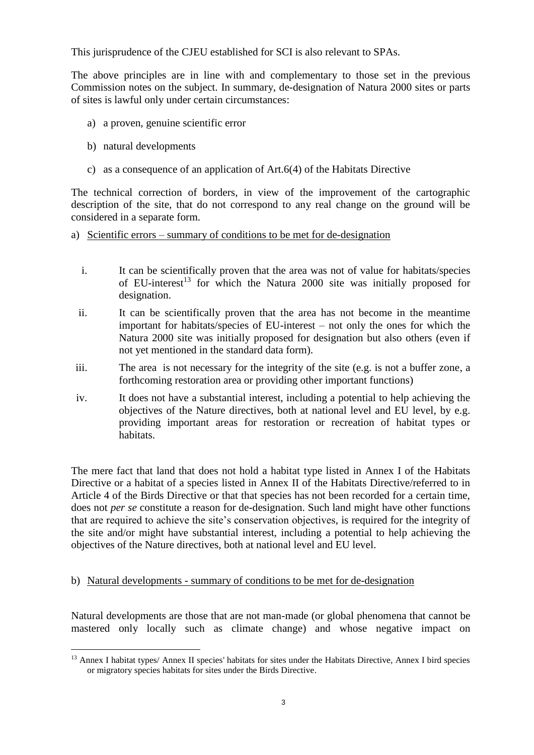This jurisprudence of the CJEU established for SCI is also relevant to SPAs.

The above principles are in line with and complementary to those set in the previous Commission notes on the subject. In summary, de-designation of Natura 2000 sites or parts of sites is lawful only under certain circumstances:

a) a proven, genuine scientific error

b) natural developments

c) as a consequence of an application of Art.6(4) of the Habitats Directive

The technical correction of borders, in view of the improvement of the cartographic description of the site, that do not correspond to any real change on the ground will be considered in a separate form.

a) Scientific errors – summary of conditions to be met for de-designation

i. It can be scientifically proven that the area was not of value for habitats/species of EU-interest[13] for which the Natura 2000 site was initially proposed for designation.

ii. It can be scientifically proven that the area has not become in the meantime important for habitats/species of EU-interest – not only the ones for which the Natura 2000 site was initially proposed for designation but also others (even if not yet mentioned in the standard data form).

iii. The area is not necessary for the integrity of the site (e.g. is not a buffer zone, a forthcoming restoration area or providing other important functions)

iv. It does not have a substantial interest, including a potential to help achieving the objectives of the Nature directives, both at national level and EU level, by e.g. providing important areas for restoration or recreation of habitat types or habitats.

The mere fact that land that does not hold a habitat type listed in Annex I of the Habitats Directive or a habitat of a species listed in Annex II of the Habitats Directive/referred to in Article 4 of the Birds Directive or that that species has not been recorded for a certain time, does not *per se* constitute a reason for de-designation. Such land might have other functions that are required to achieve the site's conservation objectives, is required for the integrity of the site and/or might have substantial interest, including a potential to help achieving the objectives of the Nature directives, both at national level and EU level.

b) Natural developments - summary of conditions to be met for de-designation

Natural developments are those that are not man-made (or global phenomena that cannot be mastered only locally such as climate change) and whose negative impact on

[13] Annex I habitat types/ Annex II species' habitats for sites under the Habitats Directive, Annex I bird species or migratory species habitats for sites under the Birds Directive.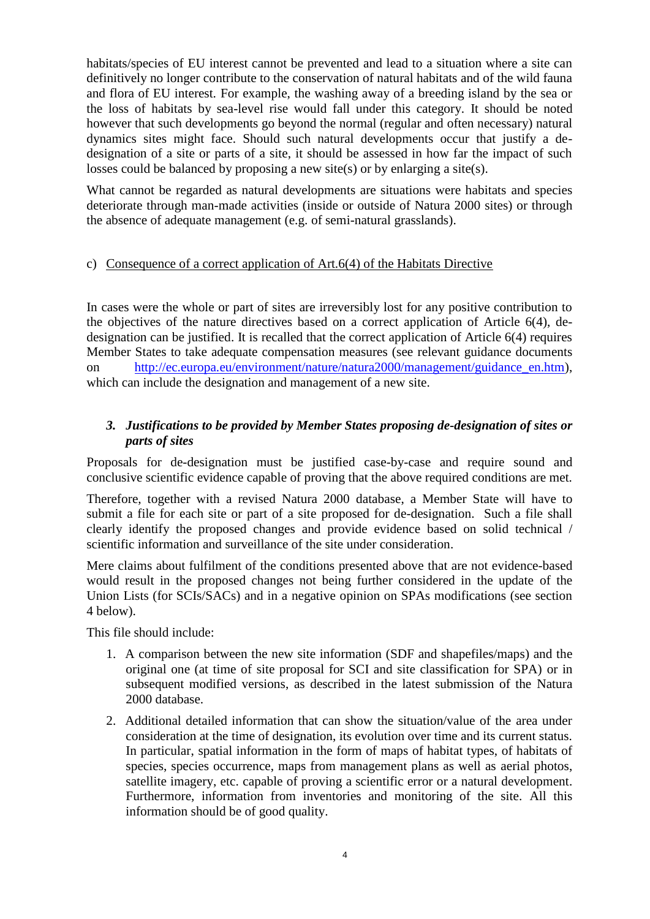habitats/species of EU interest cannot be prevented and lead to a situation where a site can definitively no longer contribute to the conservation of natural habitats and of the wild fauna and flora of EU interest. For example, the washing away of a breeding island by the sea or the loss of habitats by sea-level rise would fall under this category. It should be noted however that such developments go beyond the normal (regular and often necessary) natural dynamics sites might face. Should such natural developments occur that justify a de-designation of a site or parts of a site, it should be assessed in how far the impact of such losses could be balanced by proposing a new site(s) or by enlarging a site(s).

What cannot be regarded as natural developments are situations were habitats and species deteriorate through man-made activities (inside or outside of Natura 2000 sites) or through the absence of adequate management (e.g. of semi-natural grasslands).

c) Consequence of a correct application of Art.6(4) of the Habitats Directive

In cases were the whole or part of sites are irreversibly lost for any positive contribution to the objectives of the nature directives based on a correct application of Article 6(4), de-designation can be justified. It is recalled that the correct application of Article 6(4) requires Member States to take adequate compensation measures (see relevant guidance documents on http://ec.europa.eu/environment/nature/natura2000/management/guidance_en.htm), which can include the designation and management of a new site.

### 3. *Justifications to be provided by Member States proposing de-designation of sites or parts of sites*

Proposals for de-designation must be justified case-by-case and require sound and conclusive scientific evidence capable of proving that the above required conditions are met.

Therefore, together with a revised Natura 2000 database, a Member State will have to submit a file for each site or part of a site proposed for de-designation. Such a file shall clearly identify the proposed changes and provide evidence based on solid technical / scientific information and surveillance of the site under consideration.

Mere claims about fulfilment of the conditions presented above that are not evidence-based would result in the proposed changes not being further considered in the update of the Union Lists (for SCIs/SACs) and in a negative opinion on SPAs modifications (see section 4 below).

This file should include:

1. A comparison between the new site information (SDF and shapefiles/maps) and the original one (at time of site proposal for SCI and site classification for SPA) or in subsequent modified versions, as described in the latest submission of the Natura 2000 database.
2. Additional detailed information that can show the situation/value of the area under consideration at the time of designation, its evolution over time and its current status. In particular, spatial information in the form of maps of habitat types, of habitats of species, species occurrence, maps from management plans as well as aerial photos, satellite imagery, etc. capable of proving a scientific error or a natural development. Furthermore, information from inventories and monitoring of the site. All this information should be of good quality.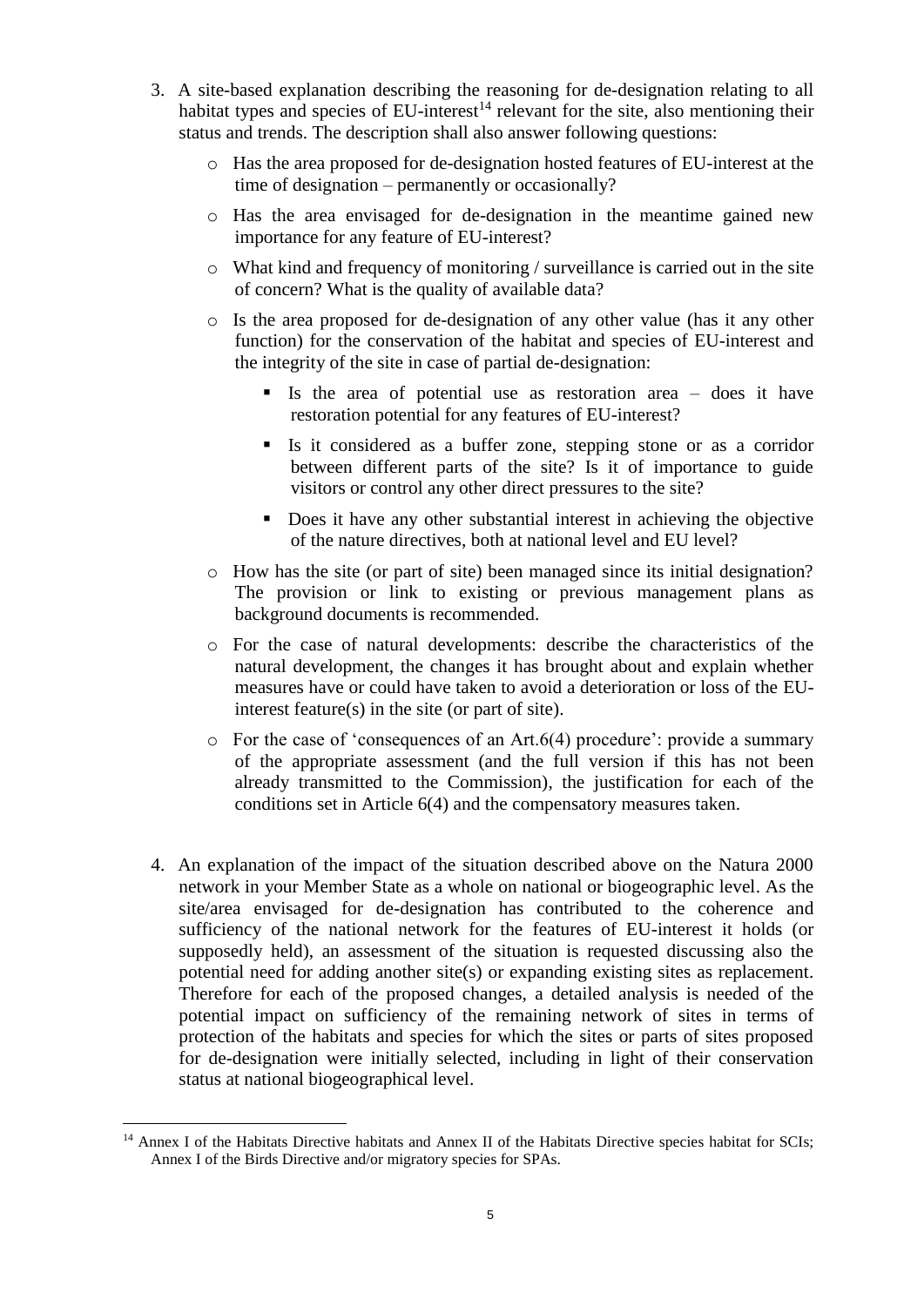3. A site-based explanation describing the reasoning for de-designation relating to all habitat types and species of EU-interest[14] relevant for the site, also mentioning their status and trends. The description shall also answer following questions:

   - Has the area proposed for de-designation hosted features of EU-interest at the time of designation – permanently or occasionally?
   - Has the area envisaged for de-designation in the meantime gained new importance for any feature of EU-interest?
   - What kind and frequency of monitoring / surveillance is carried out in the site of concern? What is the quality of available data?
   - Is the area proposed for de-designation of any other value (has it any other function) for the conservation of the habitat and species of EU-interest and the integrity of the site in case of partial de-designation:
     - Is the area of potential use as restoration area – does it have restoration potential for any features of EU-interest?
     - Is it considered as a buffer zone, stepping stone or as a corridor between different parts of the site? Is it of importance to guide visitors or control any other direct pressures to the site?
     - Does it have any other substantial interest in achieving the objective of the nature directives, both at national level and EU level?
   - How has the site (or part of site) been managed since its initial designation? The provision or link to existing or previous management plans as background documents is recommended.
   - For the case of natural developments: describe the characteristics of the natural development, the changes it has brought about and explain whether measures have or could have taken to avoid a deterioration or loss of the EU-interest feature(s) in the site (or part of site).
   - For the case of 'consequences of an Art.6(4) procedure': provide a summary of the appropriate assessment (and the full version if this has not been already transmitted to the Commission), the justification for each of the conditions set in Article 6(4) and the compensatory measures taken.

4. An explanation of the impact of the situation described above on the Natura 2000 network in your Member State as a whole on national or biogeographic level. As the site/area envisaged for de-designation has contributed to the coherence and sufficiency of the national network for the features of EU-interest it holds (or supposedly held), an assessment of the situation is requested discussing also the potential need for adding another site(s) or expanding existing sites as replacement. Therefore for each of the proposed changes, a detailed analysis is needed of the potential impact on sufficiency of the remaining network of sites in terms of protection of the habitats and species for which the sites or parts of sites proposed for de-designation were initially selected, including in light of their conservation status at national biogeographical level.

---

[14] Annex I of the Habitats Directive habitats and Annex II of the Habitats Directive species habitat for SCIs; Annex I of the Birds Directive and/or migratory species for SPAs.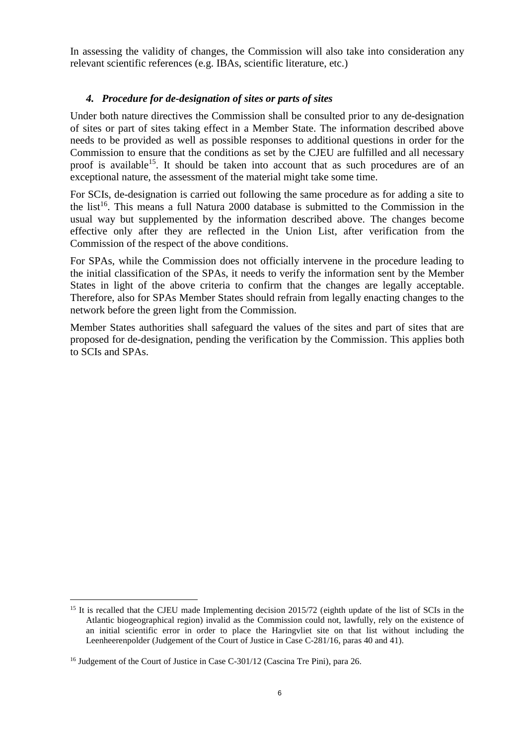In assessing the validity of changes, the Commission will also take into consideration any relevant scientific references (e.g. IBAs, scientific literature, etc.)

### *4. Procedure for de-designation of sites or parts of sites*

Under both nature directives the Commission shall be consulted prior to any de-designation of sites or part of sites taking effect in a Member State. The information described above needs to be provided as well as possible responses to additional questions in order for the Commission to ensure that the conditions as set by the CJEU are fulfilled and all necessary proof is available[15]. It should be taken into account that as such procedures are of an exceptional nature, the assessment of the material might take some time.

For SCIs, de-designation is carried out following the same procedure as for adding a site to the list[16]. This means a full Natura 2000 database is submitted to the Commission in the usual way but supplemented by the information described above. The changes become effective only after they are reflected in the Union List, after verification from the Commission of the respect of the above conditions.

For SPAs, while the Commission does not officially intervene in the procedure leading to the initial classification of the SPAs, it needs to verify the information sent by the Member States in light of the above criteria to confirm that the changes are legally acceptable. Therefore, also for SPAs Member States should refrain from legally enacting changes to the network before the green light from the Commission.

Member States authorities shall safeguard the values of the sites and part of sites that are proposed for de-designation, pending the verification by the Commission. This applies both to SCIs and SPAs.

---

[15] It is recalled that the CJEU made Implementing decision 2015/72 (eighth update of the list of SCIs in the Atlantic biogeographical region) invalid as the Commission could not, lawfully, rely on the existence of an initial scientific error in order to place the Haringvliet site on that list without including the Leenheerenpolder (Judgement of the Court of Justice in Case C-281/16, paras 40 and 41).

[16] Judgement of the Court of Justice in Case C-301/12 (Cascina Tre Pini), para 26.